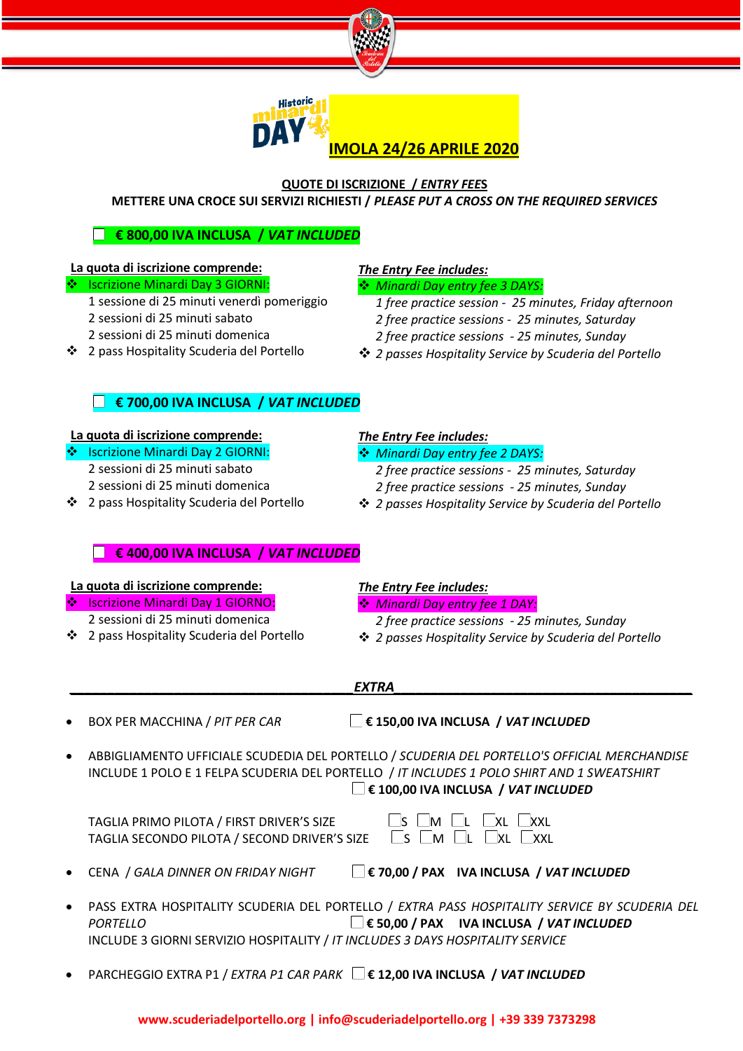# Historic Minardi DAY

## IMOLA 24/26 APRILE 2020

**QUOTE DI ISCRIZIONE / *ENTRY FEES***

**METTERE UNA CROCE SUI SERVIZI RICHIESTI / *PLEASE PUT A CROSS ON THE REQUIRED SERVICES***

☐ **€ 800,00 IVA INCLUSA / *VAT INCLUDED***

**La quota di iscrizione comprende:**

- Iscrizione Minardi Day 3 GIORNI:
  - 1 sessione di 25 minuti venerdì pomeriggio
  - 2 sessioni di 25 minuti sabato
  - 2 sessioni di 25 minuti domenica
- 2 pass Hospitality Scuderia del Portello

***The Entry Fee includes:***

- *Minardi Day entry fee 3 DAYS:*
  - *1 free practice session - 25 minutes, Friday afternoon*
  - *2 free practice sessions - 25 minutes, Saturday*
  - *2 free practice sessions - 25 minutes, Sunday*
- *2 passes Hospitality Service by Scuderia del Portello*

☐ **€ 700,00 IVA INCLUSA / *VAT INCLUDED***

**La quota di iscrizione comprende:**

- Iscrizione Minardi Day 2 GIORNI:
  - 2 sessioni di 25 minuti sabato
  - 2 sessioni di 25 minuti domenica
- 2 pass Hospitality Scuderia del Portello

***The Entry Fee includes:***

- *Minardi Day entry fee 2 DAYS:*
  - *2 free practice sessions - 25 minutes, Saturday*
  - *2 free practice sessions - 25 minutes, Sunday*
- *2 passes Hospitality Service by Scuderia del Portello*

☐ **€ 400,00 IVA INCLUSA / *VAT INCLUDED***

**La quota di iscrizione comprende:**

- Iscrizione Minardi Day 1 GIORNO:
  - 2 sessioni di 25 minuti domenica
- 2 pass Hospitality Scuderia del Portello

***The Entry Fee includes:***

- *Minardi Day entry fee 1 DAY:*
  - *2 free practice sessions - 25 minutes, Sunday*
- *2 passes Hospitality Service by Scuderia del Portello*

## *EXTRA*

- BOX PER MACCHINA / *PIT PER CAR* ☐ **€ 150,00 IVA INCLUSA / *VAT INCLUDED***

- ABBIGLIAMENTO UFFICIALE SCUDEDIA DEL PORTELLO / *SCUDERIA DEL PORTELLO'S OFFICIAL MERCHANDISE*
  INCLUDE 1 POLO E 1 FELPA SCUDERIA DEL PORTELLO / *IT INCLUDES 1 POLO SHIRT AND 1 SWEATSHIRT*
  ☐ **€ 100,00 IVA INCLUSA / *VAT INCLUDED***

  TAGLIA PRIMO PILOTA / FIRST DRIVER'S SIZE ☐S ☐M ☐L ☐XL ☐XXL
  TAGLIA SECONDO PILOTA / SECOND DRIVER'S SIZE ☐S ☐M ☐L ☐XL ☐XXL

- CENA / *GALA DINNER ON FRIDAY NIGHT* ☐ **€ 70,00 / PAX IVA INCLUSA / *VAT INCLUDED***

- PASS EXTRA HOSPITALITY SCUDERIA DEL PORTELLO / *EXTRA PASS HOSPITALITY SERVICE BY SCUDERIA DEL PORTELLO* ☐ **€ 50,00 / PAX IVA INCLUSA / *VAT INCLUDED***
  INCLUDE 3 GIORNI SERVIZIO HOSPITALITY / *IT INCLUDES 3 DAYS HOSPITALITY SERVICE*

- PARCHEGGIO EXTRA P1 / *EXTRA P1 CAR PARK* ☐ **€ 12,00 IVA INCLUSA / *VAT INCLUDED***

**www.scuderiadelportello.org | info@scuderiadelportello.org | +39 339 7373298**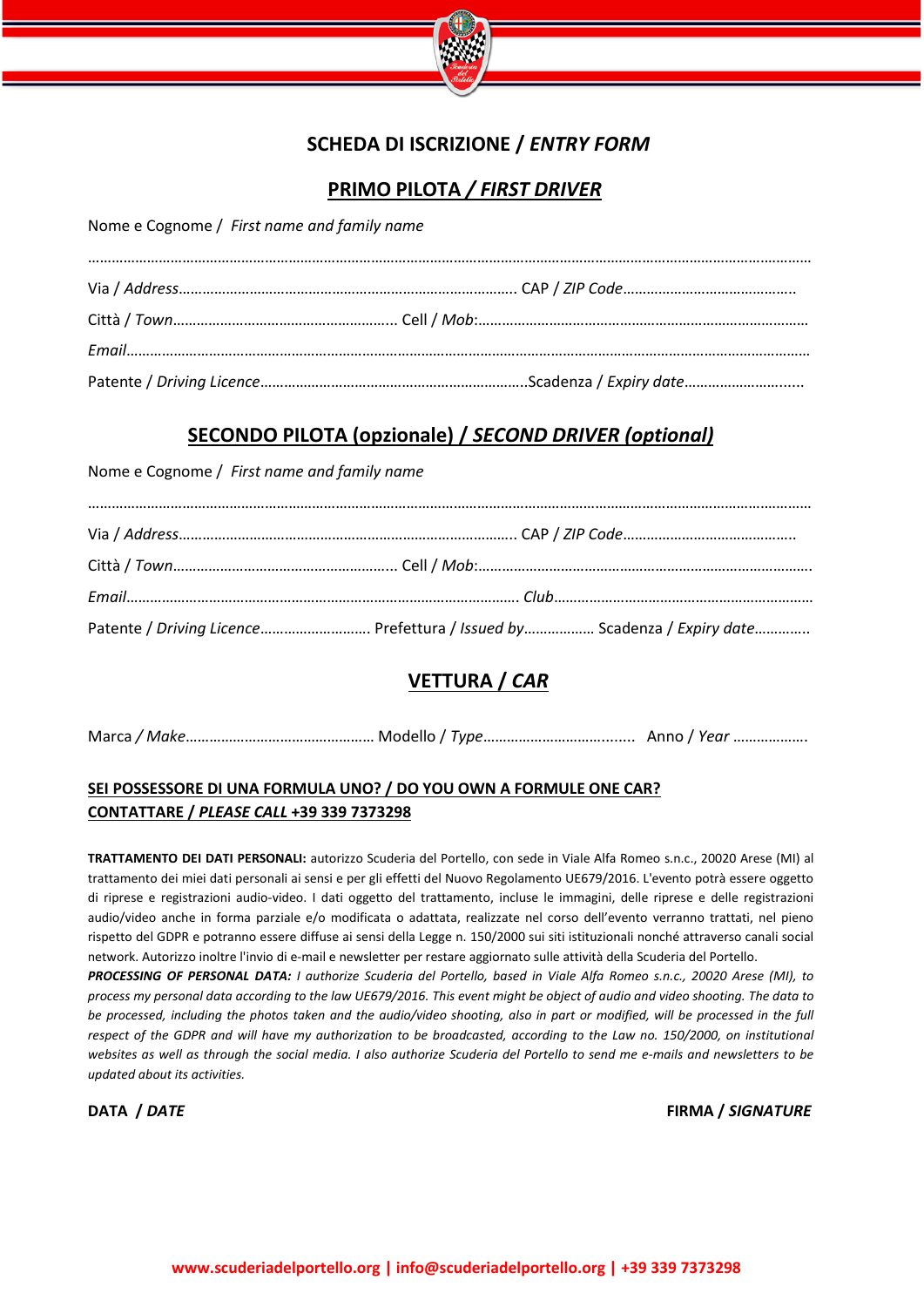# SCHEDA DI ISCRIZIONE / *ENTRY FORM*

## PRIMO PILOTA / *FIRST DRIVER*

Nome e Cognome / *First name and family name*

…………………………………………………………………………………………………………………………………………………………………

Via / *Address*…………………………………………………………………………. CAP / *ZIP Code*……………………………………..

Città / *Town*……………………………………………….. Cell / *Mob*:…………………………………………………………………………

*Email*………………………………………………………………………………………………………………………………………………………

Patente / *Driving Licence*…………………………………………………………..Scadenza / *Expiry date*………………………......

## SECONDO PILOTA (opzionale) / *SECOND DRIVER (optional)*

Nome e Cognome / *First name and family name*

…………………………………………………………………………………………………………………………………………………………………

Via / *Address*…………………………………………………………………………. CAP / *ZIP Code*……………………………………..

Città / *Town*……………………………………………….. Cell / *Mob*:…………………………………………………………………………

*Email*………………………………………………………………………………………. *Club*…………………………………………………………

Patente / *Driving Licence*………………………. Prefettura / *Issued by*……………… Scadenza / *Expiry date*…………..

## VETTURA / *CAR*

Marca / *Make*………………………………………… Modello / *Type*……………………………...... Anno / *Year* ……………….

**SEI POSSESSORE DI UNA FORMULA UNO? / DO YOU OWN A FORMULE ONE CAR?**
**CONTATTARE / *PLEASE CALL* +39 339 7373298**

**TRATTAMENTO DEI DATI PERSONALI:** autorizzo Scuderia del Portello, con sede in Viale Alfa Romeo s.n.c., 20020 Arese (MI) al trattamento dei miei dati personali ai sensi e per gli effetti del Nuovo Regolamento UE679/2016. L'evento potrà essere oggetto di riprese e registrazioni audio-video. I dati oggetto del trattamento, incluse le immagini, delle riprese e delle registrazioni audio/video anche in forma parziale e/o modificata o adattata, realizzate nel corso dell'evento verranno trattati, nel pieno rispetto del GDPR e potranno essere diffuse ai sensi della Legge n. 150/2000 sui siti istituzionali nonché attraverso canali social network. Autorizzo inoltre l'invio di e-mail e newsletter per restare aggiornato sulle attività della Scuderia del Portello.

***PROCESSING OF PERSONAL DATA:*** *I authorize Scuderia del Portello, based in Viale Alfa Romeo s.n.c., 20020 Arese (MI), to process my personal data according to the law UE679/2016. This event might be object of audio and video shooting. The data to be processed, including the photos taken and the audio/video shooting, also in part or modified, will be processed in the full respect of the GDPR and will have my authorization to be broadcasted, according to the Law no. 150/2000, on institutional websites as well as through the social media. I also authorize Scuderia del Portello to send me e-mails and newsletters to be updated about its activities.*

**DATA / *DATE*** **FIRMA / *SIGNATURE***

**www.scuderiadelportello.org | info@scuderiadelportello.org | +39 339 7373298**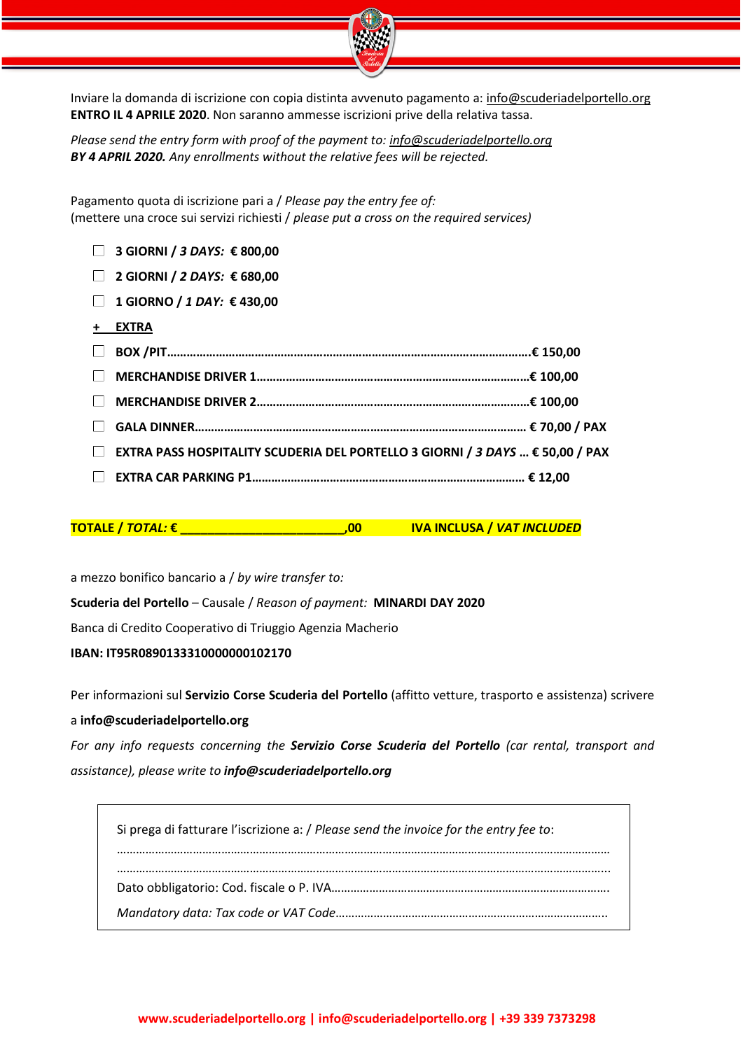Inviare la domanda di iscrizione con copia distinta avvenuto pagamento a: info@scuderiadelportello.org
**ENTRO IL 4 APRILE 2020**. Non saranno ammesse iscrizioni prive della relativa tassa.

*Please send the entry form with proof of the payment to: info@scuderiadelportello.org*
***BY 4 APRIL 2020.*** *Any enrollments without the relative fees will be rejected.*

Pagamento quota di iscrizione pari a / *Please pay the entry fee of:*
(mettere una croce sui servizi richiesti / *please put a cross on the required services)*

- ☐ **3 GIORNI / *3 DAYS:* € 800,00**
- ☐ **2 GIORNI / *2 DAYS:* € 680,00**
- ☐ **1 GIORNO / *1 DAY:* € 430,00**

**+ EXTRA**

- ☐ **BOX /PIT.........................................................................................................€ 150,00**
- ☐ **MERCHANDISE DRIVER 1..................................................................................€ 100,00**
- ☐ **MERCHANDISE DRIVER 2..................................................................................€ 100,00**
- ☐ **GALA DINNER.................................................................................................. € 70,00 / PAX**
- ☐ **EXTRA PASS HOSPITALITY SCUDERIA DEL PORTELLO 3 GIORNI / *3 DAYS* ... € 50,00 / PAX**
- ☐ **EXTRA CAR PARKING P1.................................................................................. € 12,00**

**TOTALE / *TOTAL:* € ________________________,00 IVA INCLUSA / *VAT INCLUDED***

a mezzo bonifico bancario a / *by wire transfer to:*

**Scuderia del Portello** – Causale / *Reason of payment:* **MINARDI DAY 2020**

Banca di Credito Cooperativo di Triuggio Agenzia Macherio

**IBAN: IT95R0890133310000000102170**

Per informazioni sul **Servizio Corse Scuderia del Portello** (affitto vetture, trasporto e assistenza) scrivere a **info@scuderiadelportello.org**

*For any info requests concerning the **Servizio Corse Scuderia del Portello** (car rental, transport and assistance), please write to **info@scuderiadelportello.org***

Si prega di fatturare l'iscrizione a: / *Please send the invoice for the entry fee to*:

..........................................................................................................................................

..........................................................................................................................................

Dato obbligatorio: Cod. fiscale o P. IVA.......................................................................................

*Mandatory data: Tax code or VAT Code*.....................................................................................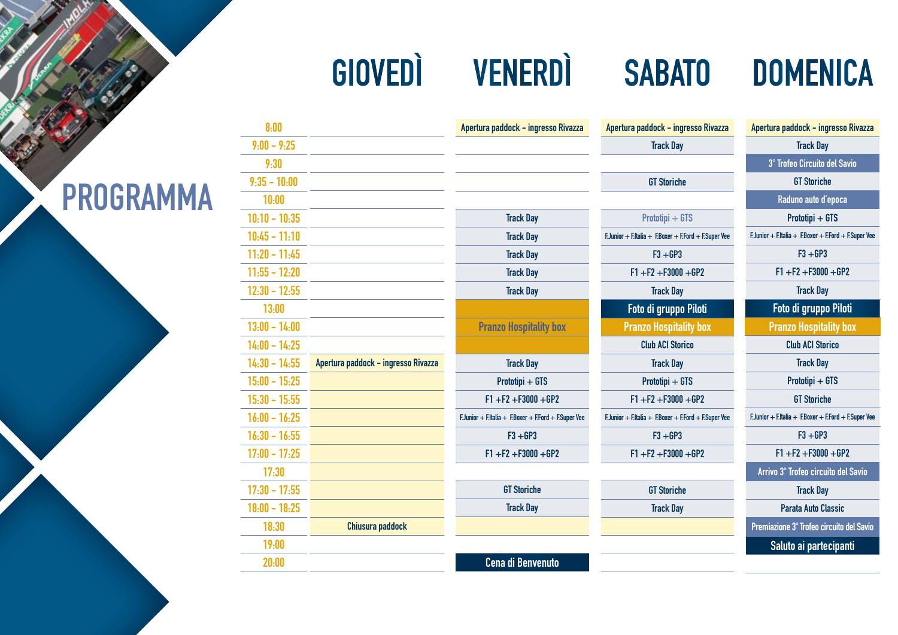# PROGRAMMA

| | GIOVEDÌ | VENERDÌ | SABATO | DOMENICA |
|---|---|---|---|---|
| 8:00 | | Apertura paddock - ingresso Rivazza | Apertura paddock - ingresso Rivazza | Apertura paddock - ingresso Rivazza |
| 9:00 - 9:25 | | | Track Day | Track Day |
| 9:30 | | | | 3° Trofeo Circuito del Savio |
| 9:35 - 10:00 | | | GT Storiche | GT Storiche |
| 10:00 | | | | Raduno auto d'epoca |
| 10:10 - 10:35 | | Track Day | Prototipi + GTS | Prototipi + GTS |
| 10:45 - 11:10 | | Track Day | F.Junior + F.Italia + F.Boxer + F.Ford + F.Super Vee | F.Junior + F.Italia + F.Boxer + F.Ford + F.Super Vee |
| 11:20 - 11:45 | | Track Day | F3 +GP3 | F3 +GP3 |
| 11:55 - 12:20 | | Track Day | F1 +F2 +F3000 +GP2 | F1 +F2 +F3000 +GP2 |
| 12:30 - 12:55 | | Track Day | Track Day | Track Day |
| 13:00 | | Pranzo Hospitality box | Foto di gruppo Piloti | Foto di gruppo Piloti |
| 13:00 - 14:00 | | Pranzo Hospitality box | Pranzo Hospitality box | Pranzo Hospitality box |
| 14:00 - 14:25 | | Pranzo Hospitality box | Club ACI Storico | Club ACI Storico |
| 14:30 - 14:55 | Apertura paddock - ingresso Rivazza | Track Day | Track Day | Track Day |
| 15:00 - 15:25 | | Prototipi + GTS | Prototipi + GTS | Prototipi + GTS |
| 15:30 - 15:55 | | F1 +F2 +F3000 +GP2 | F1 +F2 +F3000 +GP2 | GT Storiche |
| 16:00 - 16:25 | | F.Junior + F.Italia + F.Boxer + F.Ford + F.Super Vee | F.Junior + F.Italia + F.Boxer + F.Ford + F.Super Vee | F.Junior + F.Italia + F.Boxer + F.Ford + F.Super Vee |
| 16:30 - 16:55 | | F3 +GP3 | F3 +GP3 | F3 +GP3 |
| 17:00 - 17:25 | | F1 +F2 +F3000 +GP2 | F1 +F2 +F3000 +GP2 | F1 +F2 +F3000 +GP2 |
| 17:30 | | | | Arrivo 3° Trofeo circuito del Savio |
| 17:30 - 17:55 | | GT Storiche | GT Storiche | Track Day |
| 18:00 - 18:25 | | Track Day | Track Day | Parata Auto Classic |
| 18:30 | Chiusura paddock | | | Premiazione 3° Trofeo circuito del Savio |
| 19:00 | | | | Saluto ai partecipanti |
| 20:00 | | Cena di Benvenuto | | |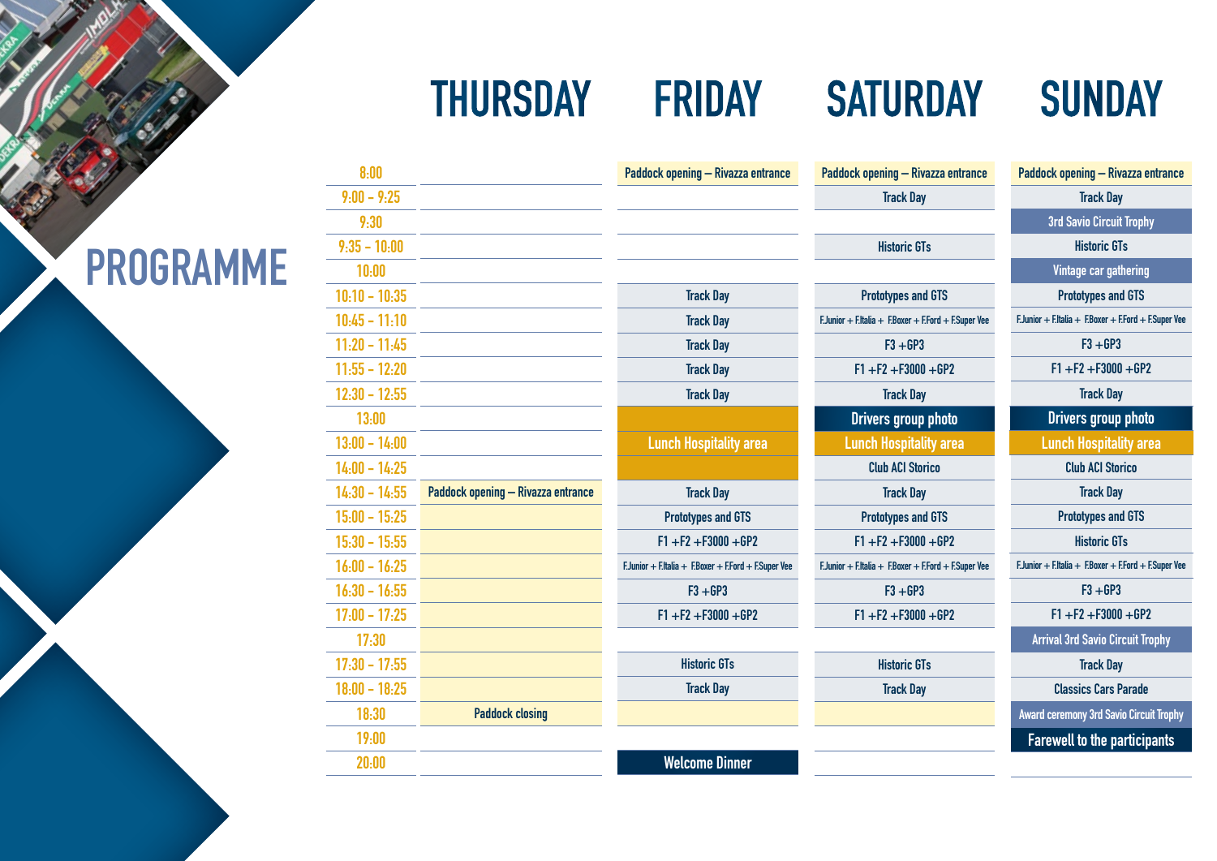# PROGRAMME

| | THURSDAY | FRIDAY | SATURDAY | SUNDAY |
|---|---|---|---|---|
| 8:00 | | Paddock opening – Rivazza entrance | Paddock opening – Rivazza entrance | Paddock opening – Rivazza entrance |
| 9:00 - 9:25 | | | Track Day | Track Day |
| 9:30 | | | | 3rd Savio Circuit Trophy |
| 9:35 - 10:00 | | | Historic GTs | Historic GTs |
| 10:00 | | | | Vintage car gathering |
| 10:10 - 10:35 | | Track Day | Prototypes and GTS | Prototypes and GTS |
| 10:45 - 11:10 | | Track Day | F.Junior + F.Italia + F.Boxer + F.Ford + F.Super Vee | F.Junior + F.Italia + F.Boxer + F.Ford + F.Super Vee |
| 11:20 - 11:45 | | Track Day | F3 +GP3 | F3 +GP3 |
| 11:55 - 12:20 | | Track Day | F1 +F2 +F3000 +GP2 | F1 +F2 +F3000 +GP2 |
| 12:30 - 12:55 | | Track Day | Track Day | Track Day |
| 13:00 | | | Drivers group photo | Drivers group photo |
| 13:00 - 14:00 | | Lunch Hospitality area | Lunch Hospitality area | Lunch Hospitality area |
| 14:00 - 14:25 | | | Club ACI Storico | Club ACI Storico |
| 14:30 - 14:55 | Paddock opening – Rivazza entrance | Track Day | Track Day | Track Day |
| 15:00 - 15:25 | | Prototypes and GTS | Prototypes and GTS | Prototypes and GTS |
| 15:30 - 15:55 | | F1 +F2 +F3000 +GP2 | F1 +F2 +F3000 +GP2 | Historic GTs |
| 16:00 - 16:25 | | F.Junior + F.Italia + F.Boxer + F.Ford + F.Super Vee | F.Junior + F.Italia + F.Boxer + F.Ford + F.Super Vee | F.Junior + F.Italia + F.Boxer + F.Ford + F.Super Vee |
| 16:30 - 16:55 | | F3 +GP3 | F3 +GP3 | F3 +GP3 |
| 17:00 - 17:25 | | F1 +F2 +F3000 +GP2 | F1 +F2 +F3000 +GP2 | F1 +F2 +F3000 +GP2 |
| 17:30 | | | | Arrival 3rd Savio Circuit Trophy |
| 17:30 - 17:55 | | Historic GTs | Historic GTs | Track Day |
| 18:00 - 18:25 | | Track Day | Track Day | Classics Cars Parade |
| 18:30 | Paddock closing | | | Award ceremony 3rd Savio Circuit Trophy |
| 19:00 | | | | Farewell to the participants |
| 20:00 | | Welcome Dinner | | |